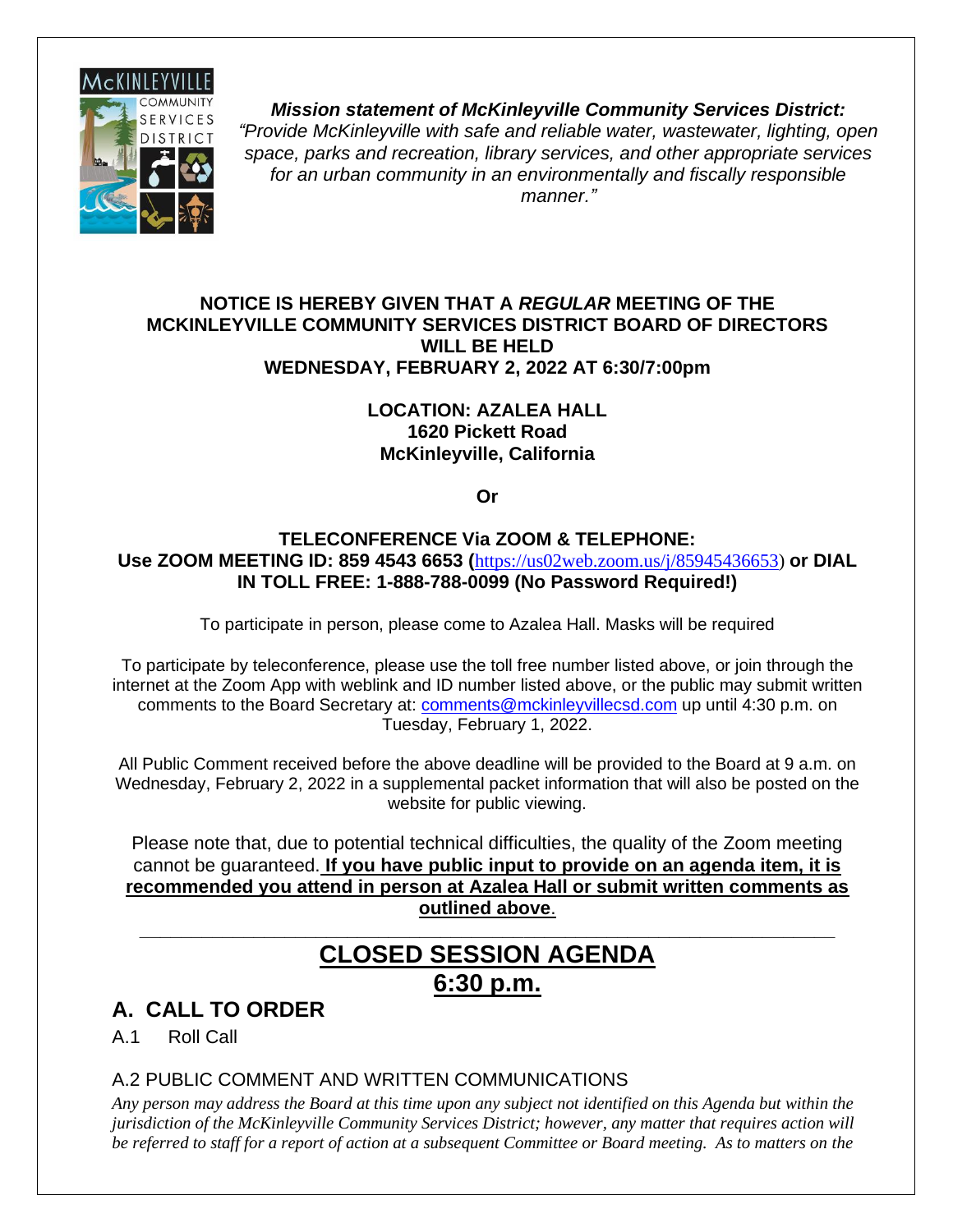***Mission statement of McKinleyville Community Services District:***
*"Provide McKinleyville with safe and reliable water, wastewater, lighting, open space, parks and recreation, library services, and other appropriate services for an urban community in an environmentally and fiscally responsible manner."*

**NOTICE IS HEREBY GIVEN THAT A *REGULAR* MEETING OF THE MCKINLEYVILLE COMMUNITY SERVICES DISTRICT BOARD OF DIRECTORS WILL BE HELD**
**WEDNESDAY, FEBRUARY 2, 2022 AT 6:30/7:00pm**

**LOCATION: AZALEA HALL**
**1620 Pickett Road**
**McKinleyville, California**

**Or**

**TELECONFERENCE Via ZOOM & TELEPHONE:**
**Use ZOOM MEETING ID: 859 4543 6653 (**https://us02web.zoom.us/j/85945436653**) or DIAL IN TOLL FREE: 1-888-788-0099 (No Password Required!)**

To participate in person, please come to Azalea Hall. Masks will be required

To participate by teleconference, please use the toll free number listed above, or join through the internet at the Zoom App with weblink and ID number listed above, or the public may submit written comments to the Board Secretary at: comments@mckinleyvillecsd.com up until 4:30 p.m. on Tuesday, February 1, 2022.

All Public Comment received before the above deadline will be provided to the Board at 9 a.m. on Wednesday, February 2, 2022 in a supplemental packet information that will also be posted on the website for public viewing.

Please note that, due to potential technical difficulties, the quality of the Zoom meeting cannot be guaranteed. **If you have public input to provide on an agenda item, it is recommended you attend in person at Azalea Hall or submit written comments as outlined above.**

---

# CLOSED SESSION AGENDA
# 6:30 p.m.

## A. CALL TO ORDER

A.1 Roll Call

### A.2 PUBLIC COMMENT AND WRITTEN COMMUNICATIONS

*Any person may address the Board at this time upon any subject not identified on this Agenda but within the jurisdiction of the McKinleyville Community Services District; however, any matter that requires action will be referred to staff for a report of action at a subsequent Committee or Board meeting. As to matters on the*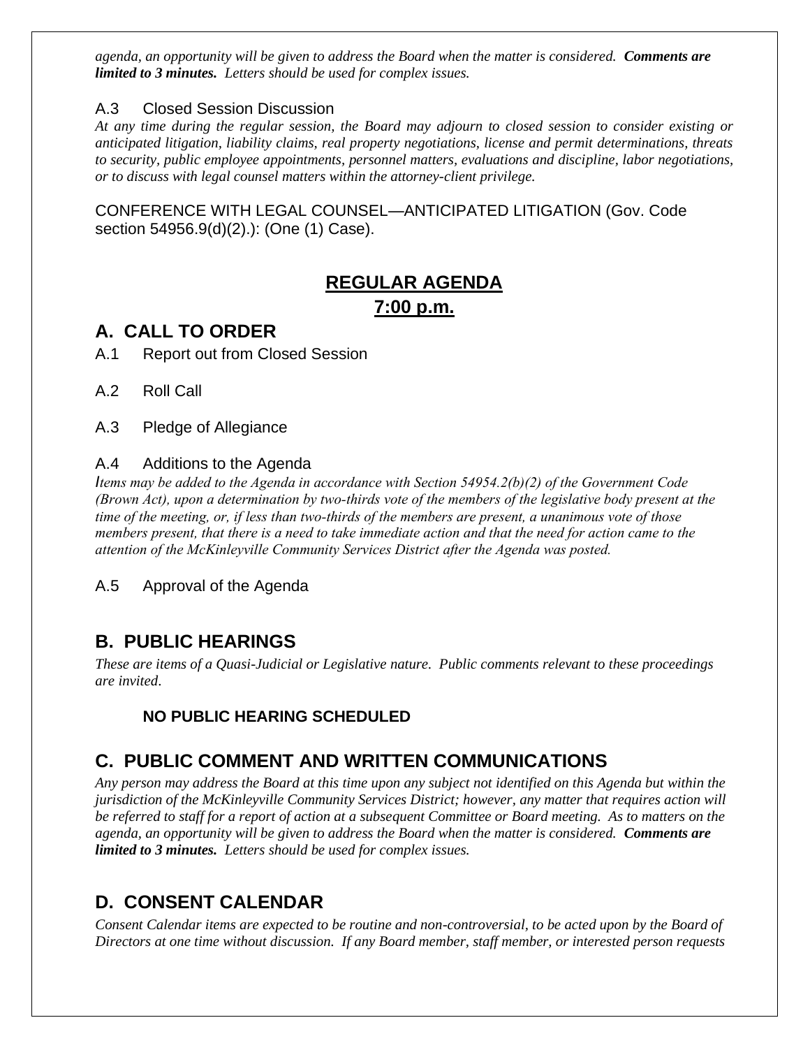*agenda, an opportunity will be given to address the Board when the matter is considered.* ***Comments are limited to 3 minutes.*** *Letters should be used for complex issues.*

A.3 Closed Session Discussion

*At any time during the regular session, the Board may adjourn to closed session to consider existing or anticipated litigation, liability claims, real property negotiations, license and permit determinations, threats to security, public employee appointments, personnel matters, evaluations and discipline, labor negotiations, or to discuss with legal counsel matters within the attorney-client privilege.*

CONFERENCE WITH LEGAL COUNSEL—ANTICIPATED LITIGATION (Gov. Code section 54956.9(d)(2).): (One (1) Case).

## REGULAR AGENDA

## 7:00 p.m.

## A. CALL TO ORDER

A.1 Report out from Closed Session

A.2 Roll Call

A.3 Pledge of Allegiance

A.4 Additions to the Agenda

*Items may be added to the Agenda in accordance with Section 54954.2(b)(2) of the Government Code (Brown Act), upon a determination by two-thirds vote of the members of the legislative body present at the time of the meeting, or, if less than two-thirds of the members are present, a unanimous vote of those members present, that there is a need to take immediate action and that the need for action came to the attention of the McKinleyville Community Services District after the Agenda was posted.*

A.5 Approval of the Agenda

## B. PUBLIC HEARINGS

*These are items of a Quasi-Judicial or Legislative nature. Public comments relevant to these proceedings are invited.*

**NO PUBLIC HEARING SCHEDULED**

## C. PUBLIC COMMENT AND WRITTEN COMMUNICATIONS

*Any person may address the Board at this time upon any subject not identified on this Agenda but within the jurisdiction of the McKinleyville Community Services District; however, any matter that requires action will be referred to staff for a report of action at a subsequent Committee or Board meeting. As to matters on the agenda, an opportunity will be given to address the Board when the matter is considered.* ***Comments are limited to 3 minutes.*** *Letters should be used for complex issues.*

## D. CONSENT CALENDAR

*Consent Calendar items are expected to be routine and non-controversial, to be acted upon by the Board of Directors at one time without discussion. If any Board member, staff member, or interested person requests*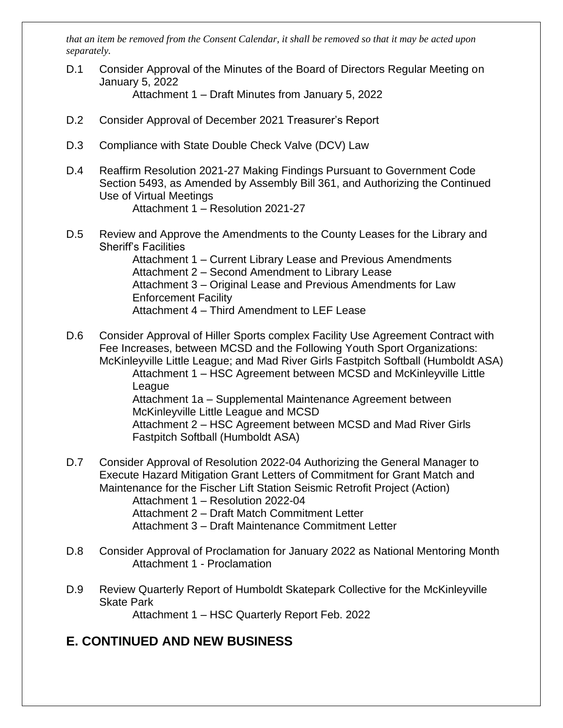*that an item be removed from the Consent Calendar, it shall be removed so that it may be acted upon separately.*

D.1 Consider Approval of the Minutes of the Board of Directors Regular Meeting on January 5, 2022
  Attachment 1 – Draft Minutes from January 5, 2022

D.2 Consider Approval of December 2021 Treasurer's Report

D.3 Compliance with State Double Check Valve (DCV) Law

D.4 Reaffirm Resolution 2021-27 Making Findings Pursuant to Government Code Section 5493, as Amended by Assembly Bill 361, and Authorizing the Continued Use of Virtual Meetings
  Attachment 1 – Resolution 2021-27

D.5 Review and Approve the Amendments to the County Leases for the Library and Sheriff's Facilities
  Attachment 1 – Current Library Lease and Previous Amendments
  Attachment 2 – Second Amendment to Library Lease
  Attachment 3 – Original Lease and Previous Amendments for Law Enforcement Facility
  Attachment 4 – Third Amendment to LEF Lease

D.6 Consider Approval of Hiller Sports complex Facility Use Agreement Contract with Fee Increases, between MCSD and the Following Youth Sport Organizations: McKinleyville Little League; and Mad River Girls Fastpitch Softball (Humboldt ASA)
  Attachment 1 – HSC Agreement between MCSD and McKinleyville Little League
  Attachment 1a – Supplemental Maintenance Agreement between McKinleyville Little League and MCSD
  Attachment 2 – HSC Agreement between MCSD and Mad River Girls Fastpitch Softball (Humboldt ASA)

D.7 Consider Approval of Resolution 2022-04 Authorizing the General Manager to Execute Hazard Mitigation Grant Letters of Commitment for Grant Match and Maintenance for the Fischer Lift Station Seismic Retrofit Project (Action)
  Attachment 1 – Resolution 2022-04
  Attachment 2 – Draft Match Commitment Letter
  Attachment 3 – Draft Maintenance Commitment Letter

D.8 Consider Approval of Proclamation for January 2022 as National Mentoring Month
  Attachment 1 - Proclamation

D.9 Review Quarterly Report of Humboldt Skatepark Collective for the McKinleyville Skate Park
  Attachment 1 – HSC Quarterly Report Feb. 2022

## E. CONTINUED AND NEW BUSINESS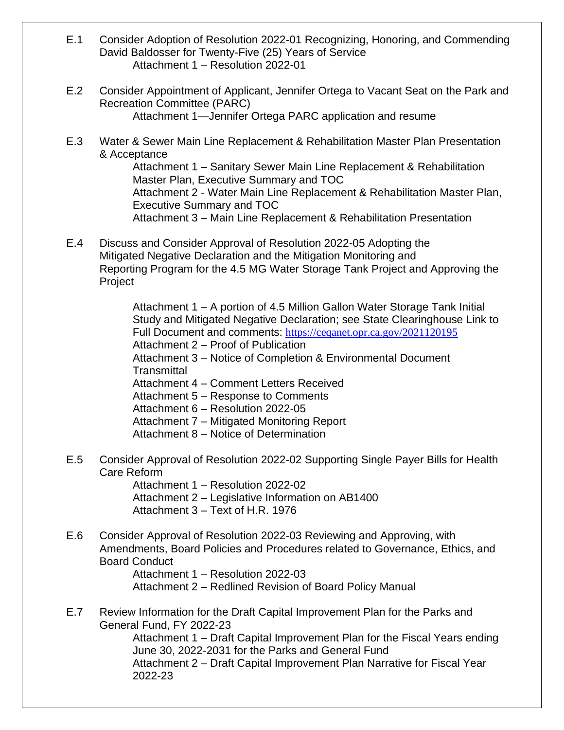E.1 Consider Adoption of Resolution 2022-01 Recognizing, Honoring, and Commending David Baldosser for Twenty-Five (25) Years of Service

Attachment 1 – Resolution 2022-01

E.2 Consider Appointment of Applicant, Jennifer Ortega to Vacant Seat on the Park and Recreation Committee (PARC)

Attachment 1—Jennifer Ortega PARC application and resume

E.3 Water & Sewer Main Line Replacement & Rehabilitation Master Plan Presentation & Acceptance

Attachment 1 – Sanitary Sewer Main Line Replacement & Rehabilitation Master Plan, Executive Summary and TOC
Attachment 2 - Water Main Line Replacement & Rehabilitation Master Plan, Executive Summary and TOC
Attachment 3 – Main Line Replacement & Rehabilitation Presentation

E.4 Discuss and Consider Approval of Resolution 2022-05 Adopting the Mitigated Negative Declaration and the Mitigation Monitoring and Reporting Program for the 4.5 MG Water Storage Tank Project and Approving the Project

Attachment 1 – A portion of 4.5 Million Gallon Water Storage Tank Initial Study and Mitigated Negative Declaration; see State Clearinghouse Link to Full Document and comments: https://ceqanet.opr.ca.gov/2021120195
Attachment 2 – Proof of Publication
Attachment 3 – Notice of Completion & Environmental Document Transmittal
Attachment 4 – Comment Letters Received
Attachment 5 – Response to Comments
Attachment 6 – Resolution 2022-05
Attachment 7 – Mitigated Monitoring Report
Attachment 8 – Notice of Determination

E.5 Consider Approval of Resolution 2022-02 Supporting Single Payer Bills for Health Care Reform

Attachment 1 – Resolution 2022-02
Attachment 2 – Legislative Information on AB1400
Attachment 3 – Text of H.R. 1976

E.6 Consider Approval of Resolution 2022-03 Reviewing and Approving, with Amendments, Board Policies and Procedures related to Governance, Ethics, and Board Conduct

Attachment 1 – Resolution 2022-03
Attachment 2 – Redlined Revision of Board Policy Manual

E.7 Review Information for the Draft Capital Improvement Plan for the Parks and General Fund, FY 2022-23

Attachment 1 – Draft Capital Improvement Plan for the Fiscal Years ending June 30, 2022-2031 for the Parks and General Fund
Attachment 2 – Draft Capital Improvement Plan Narrative for Fiscal Year 2022-23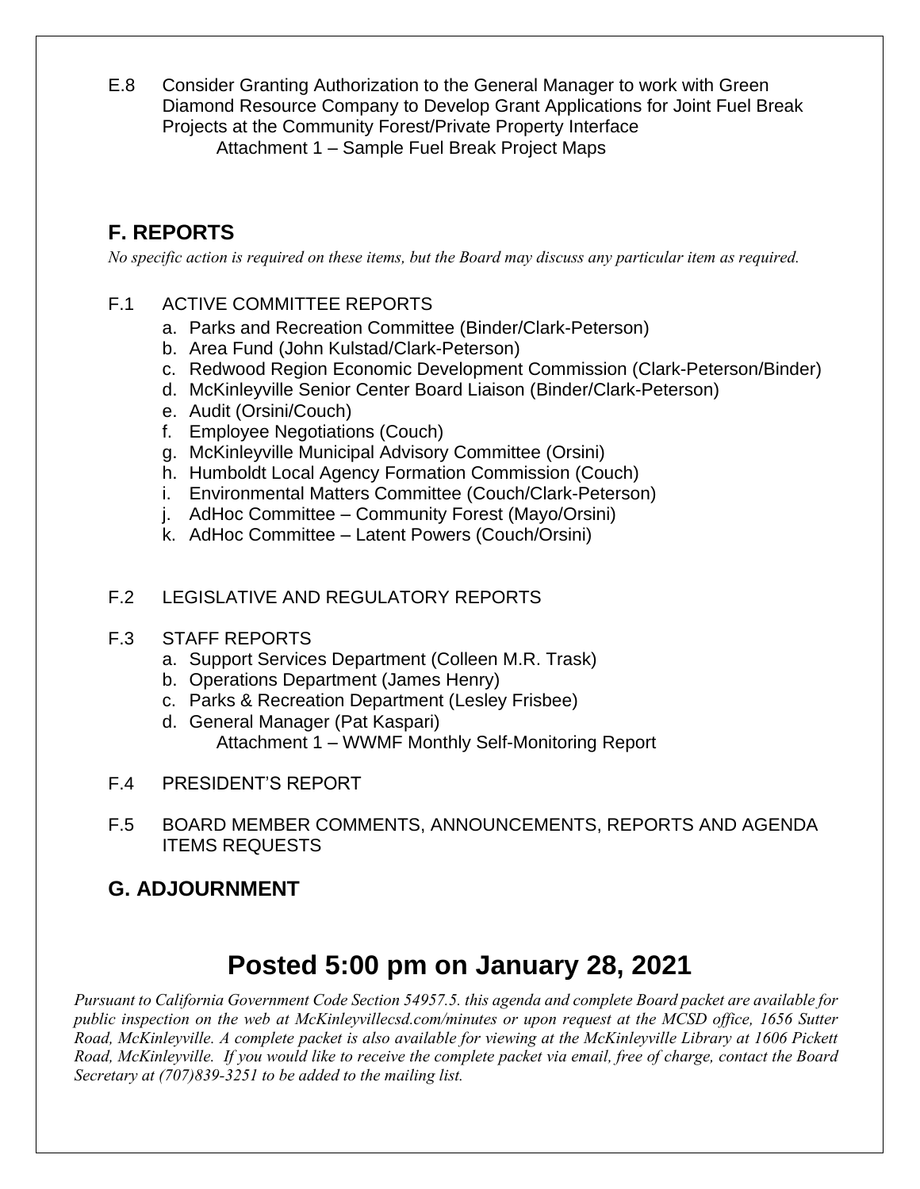E.8 Consider Granting Authorization to the General Manager to work with Green Diamond Resource Company to Develop Grant Applications for Joint Fuel Break Projects at the Community Forest/Private Property Interface
  Attachment 1 – Sample Fuel Break Project Maps

## F. REPORTS

*No specific action is required on these items, but the Board may discuss any particular item as required.*

F.1 ACTIVE COMMITTEE REPORTS

a. Parks and Recreation Committee (Binder/Clark-Peterson)
b. Area Fund (John Kulstad/Clark-Peterson)
c. Redwood Region Economic Development Commission (Clark-Peterson/Binder)
d. McKinleyville Senior Center Board Liaison (Binder/Clark-Peterson)
e. Audit (Orsini/Couch)
f. Employee Negotiations (Couch)
g. McKinleyville Municipal Advisory Committee (Orsini)
h. Humboldt Local Agency Formation Commission (Couch)
i. Environmental Matters Committee (Couch/Clark-Peterson)
j. AdHoc Committee – Community Forest (Mayo/Orsini)
k. AdHoc Committee – Latent Powers (Couch/Orsini)

F.2 LEGISLATIVE AND REGULATORY REPORTS

F.3 STAFF REPORTS

a. Support Services Department (Colleen M.R. Trask)
b. Operations Department (James Henry)
c. Parks & Recreation Department (Lesley Frisbee)
d. General Manager (Pat Kaspari)
  Attachment 1 – WWMF Monthly Self-Monitoring Report

F.4 PRESIDENT'S REPORT

F.5 BOARD MEMBER COMMENTS, ANNOUNCEMENTS, REPORTS AND AGENDA ITEMS REQUESTS

## G. ADJOURNMENT

# Posted 5:00 pm on January 28, 2021

*Pursuant to California Government Code Section 54957.5. this agenda and complete Board packet are available for public inspection on the web at McKinleyvillecsd.com/minutes or upon request at the MCSD office, 1656 Sutter Road, McKinleyville. A complete packet is also available for viewing at the McKinleyville Library at 1606 Pickett Road, McKinleyville. If you would like to receive the complete packet via email, free of charge, contact the Board Secretary at (707)839-3251 to be added to the mailing list.*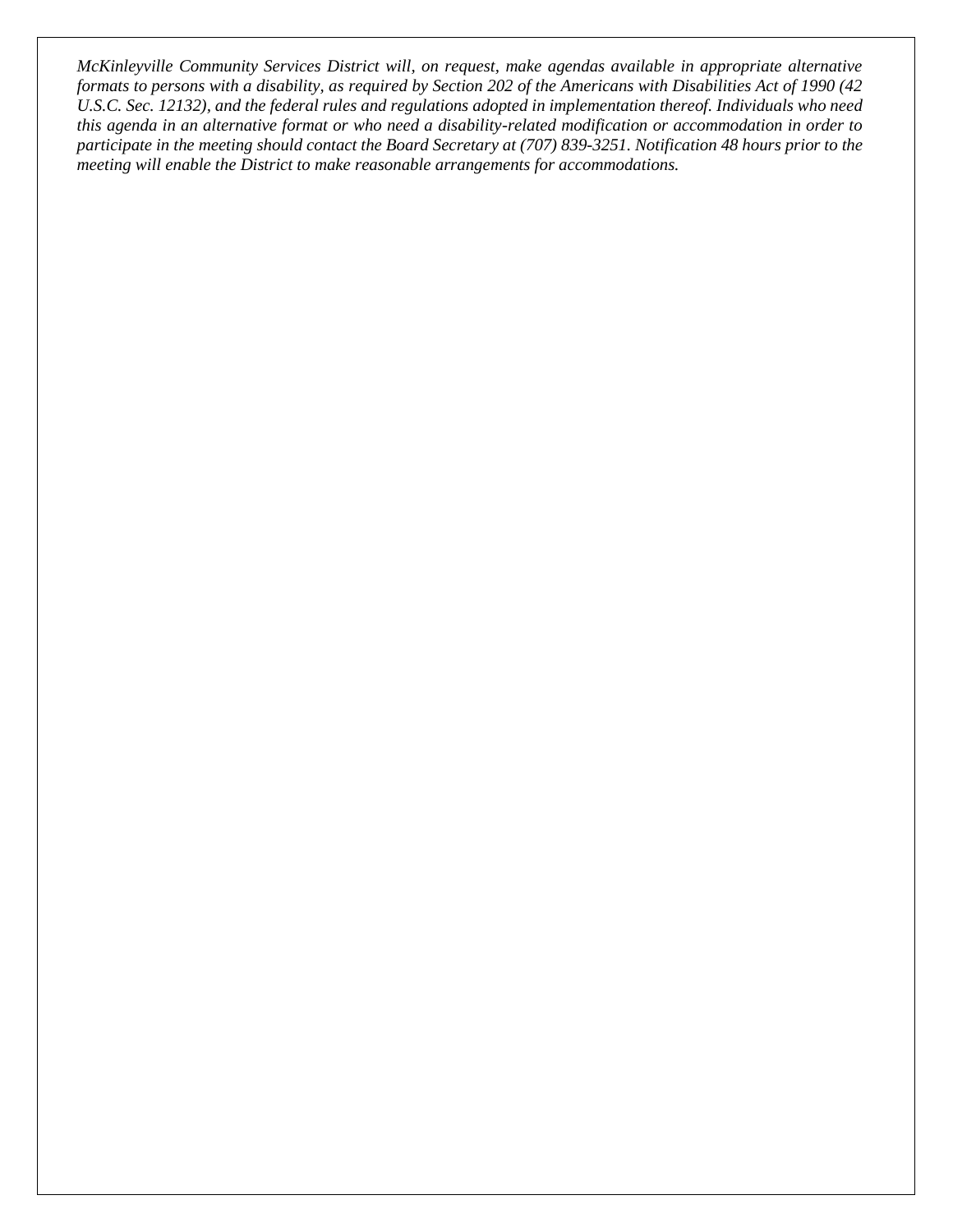*McKinleyville Community Services District will, on request, make agendas available in appropriate alternative formats to persons with a disability, as required by Section 202 of the Americans with Disabilities Act of 1990 (42 U.S.C. Sec. 12132), and the federal rules and regulations adopted in implementation thereof. Individuals who need this agenda in an alternative format or who need a disability-related modification or accommodation in order to participate in the meeting should contact the Board Secretary at (707) 839-3251. Notification 48 hours prior to the meeting will enable the District to make reasonable arrangements for accommodations.*